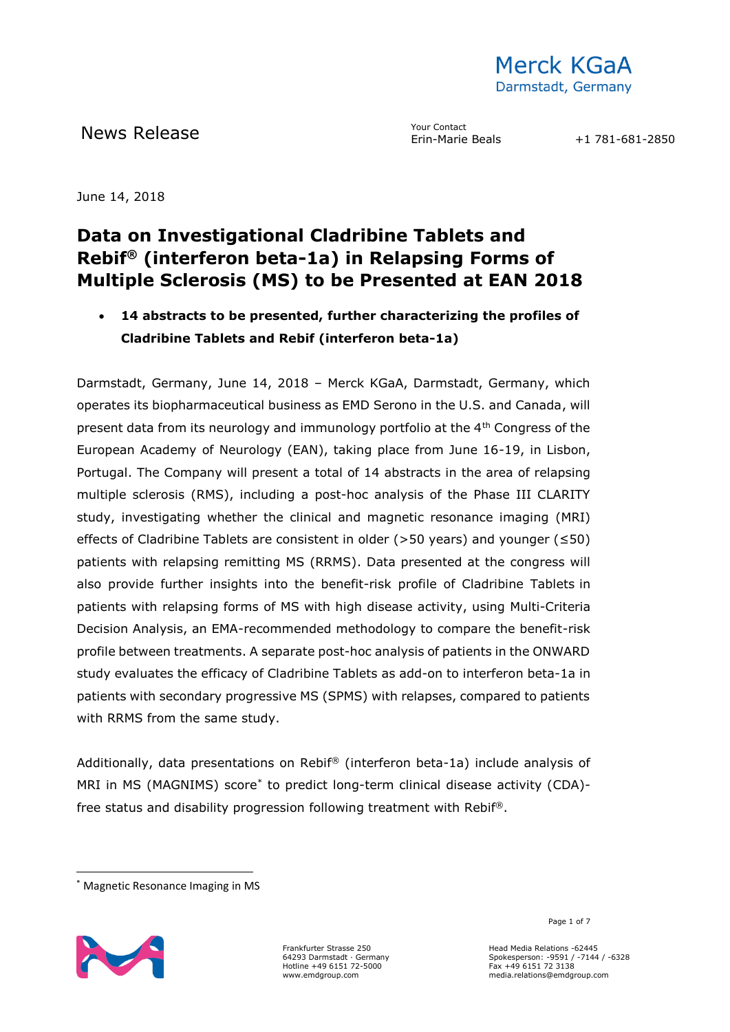Merck KGaA
Darmstadt, Germany

News Release

Your Contact
Erin-Marie Beals +1 781-681-2850

June 14, 2018

# Data on Investigational Cladribine Tablets and Rebif® (interferon beta-1a) in Relapsing Forms of Multiple Sclerosis (MS) to be Presented at EAN 2018

- **14 abstracts to be presented, further characterizing the profiles of Cladribine Tablets and Rebif (interferon beta-1a)**

Darmstadt, Germany, June 14, 2018 – Merck KGaA, Darmstadt, Germany, which operates its biopharmaceutical business as EMD Serono in the U.S. and Canada, will present data from its neurology and immunology portfolio at the 4th Congress of the European Academy of Neurology (EAN), taking place from June 16-19, in Lisbon, Portugal. The Company will present a total of 14 abstracts in the area of relapsing multiple sclerosis (RMS), including a post-hoc analysis of the Phase III CLARITY study, investigating whether the clinical and magnetic resonance imaging (MRI) effects of Cladribine Tablets are consistent in older (>50 years) and younger (≤50) patients with relapsing remitting MS (RRMS). Data presented at the congress will also provide further insights into the benefit-risk profile of Cladribine Tablets in patients with relapsing forms of MS with high disease activity, using Multi-Criteria Decision Analysis, an EMA-recommended methodology to compare the benefit-risk profile between treatments. A separate post-hoc analysis of patients in the ONWARD study evaluates the efficacy of Cladribine Tablets as add-on to interferon beta-1a in patients with secondary progressive MS (SPMS) with relapses, compared to patients with RRMS from the same study.

Additionally, data presentations on Rebif® (interferon beta-1a) include analysis of MRI in MS (MAGNIMS) score* to predict long-term clinical disease activity (CDA)-free status and disability progression following treatment with Rebif®.

* Magnetic Resonance Imaging in MS

Frankfurter Strasse 250
64293 Darmstadt · Germany
Hotline +49 6151 72-5000
www.emdgroup.com

Head Media Relations -62445
Spokesperson: -9591 / -7144 / -6328
Fax +49 6151 72 3138
media.relations@emdgroup.com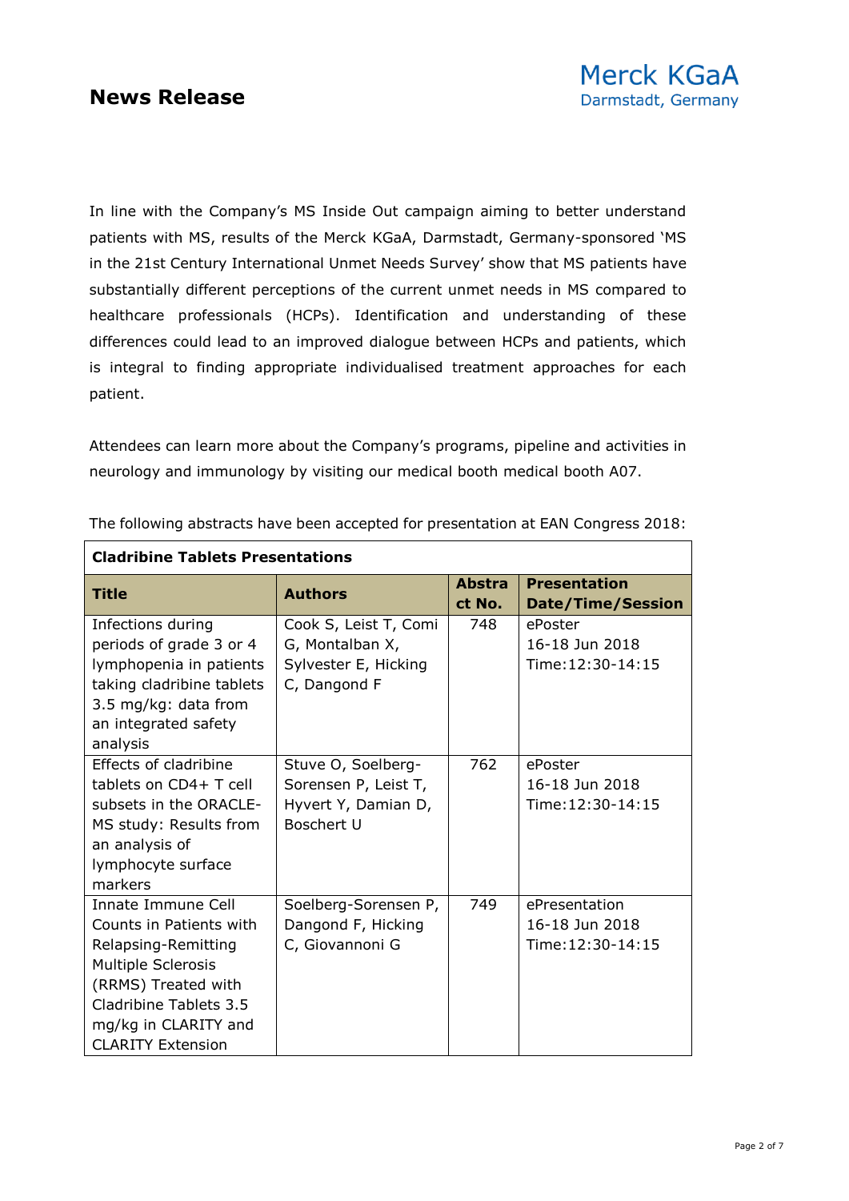In line with the Company's MS Inside Out campaign aiming to better understand patients with MS, results of the Merck KGaA, Darmstadt, Germany-sponsored 'MS in the 21st Century International Unmet Needs Survey' show that MS patients have substantially different perceptions of the current unmet needs in MS compared to healthcare professionals (HCPs). Identification and understanding of these differences could lead to an improved dialogue between HCPs and patients, which is integral to finding appropriate individualised treatment approaches for each patient.

Attendees can learn more about the Company's programs, pipeline and activities in neurology and immunology by visiting our medical booth medical booth A07.

The following abstracts have been accepted for presentation at EAN Congress 2018:

| **Cladribine Tablets Presentations** | | | |
|---|---|---|---|
| **Title** | **Authors** | **Abstract No.** | **Presentation Date/Time/Session** |
| Infections during periods of grade 3 or 4 lymphopenia in patients taking cladribine tablets 3.5 mg/kg: data from an integrated safety analysis | Cook S, Leist T, Comi G, Montalban X, Sylvester E, Hicking C, Dangond F | 748 | ePoster 16-18 Jun 2018 Time:12:30-14:15 |
| Effects of cladribine tablets on CD4+ T cell subsets in the ORACLE-MS study: Results from an analysis of lymphocyte surface markers | Stuve O, Soelberg-Sorensen P, Leist T, Hyvert Y, Damian D, Boschert U | 762 | ePoster 16-18 Jun 2018 Time:12:30-14:15 |
| Innate Immune Cell Counts in Patients with Relapsing-Remitting Multiple Sclerosis (RRMS) Treated with Cladribine Tablets 3.5 mg/kg in CLARITY and CLARITY Extension | Soelberg-Sorensen P, Dangond F, Hicking C, Giovannoni G | 749 | ePresentation 16-18 Jun 2018 Time:12:30-14:15 |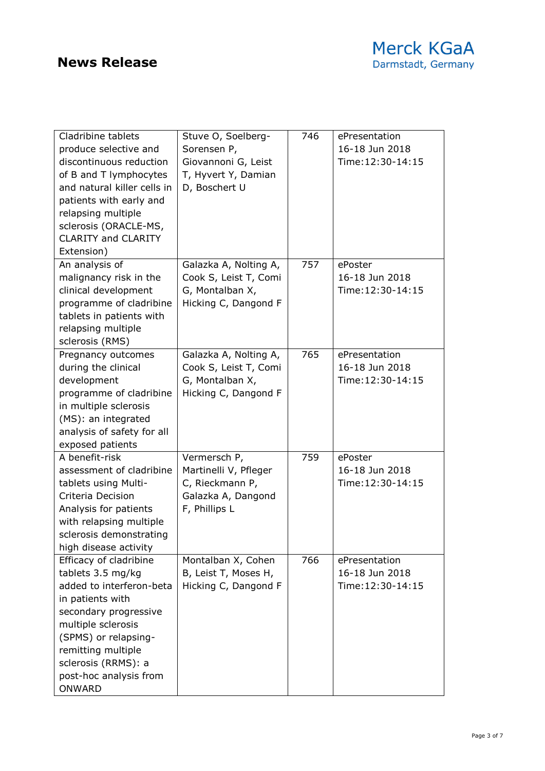| Cladribine tablets produce selective and discontinuous reduction of B and T lymphocytes and natural killer cells in patients with early and relapsing multiple sclerosis (ORACLE-MS, CLARITY and CLARITY Extension) | Stuve O, Soelberg-Sorensen P, Giovannoni G, Leist T, Hyvert Y, Damian D, Boschert U | 746 | ePresentation 16-18 Jun 2018 Time:12:30-14:15 |
|---|---|---|---|
| An analysis of malignancy risk in the clinical development programme of cladribine tablets in patients with relapsing multiple sclerosis (RMS) | Galazka A, Nolting A, Cook S, Leist T, Comi G, Montalban X, Hicking C, Dangond F | 757 | ePoster 16-18 Jun 2018 Time:12:30-14:15 |
| Pregnancy outcomes during the clinical development programme of cladribine in multiple sclerosis (MS): an integrated analysis of safety for all exposed patients | Galazka A, Nolting A, Cook S, Leist T, Comi G, Montalban X, Hicking C, Dangond F | 765 | ePresentation 16-18 Jun 2018 Time:12:30-14:15 |
| A benefit-risk assessment of cladribine tablets using Multi-Criteria Decision Analysis for patients with relapsing multiple sclerosis demonstrating high disease activity | Vermersch P, Martinelli V, Pfleger C, Rieckmann P, Galazka A, Dangond F, Phillips L | 759 | ePoster 16-18 Jun 2018 Time:12:30-14:15 |
| Efficacy of cladribine tablets 3.5 mg/kg added to interferon-beta in patients with secondary progressive multiple sclerosis (SPMS) or relapsing-remitting multiple sclerosis (RRMS): a post-hoc analysis from ONWARD | Montalban X, Cohen B, Leist T, Moses H, Hicking C, Dangond F | 766 | ePresentation 16-18 Jun 2018 Time:12:30-14:15 |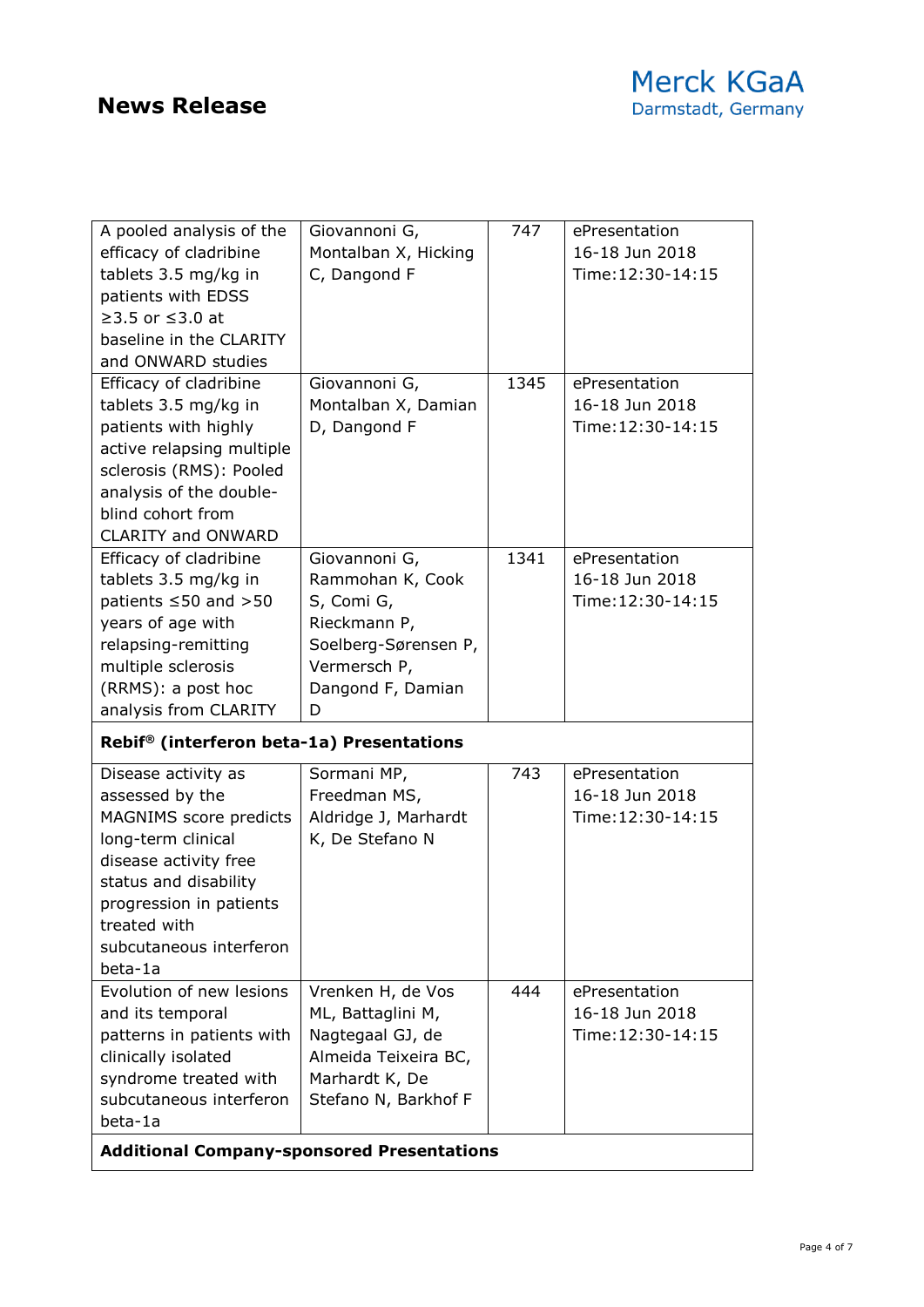| | | | |
|---|---|---|---|
| A pooled analysis of the efficacy of cladribine tablets 3.5 mg/kg in patients with EDSS ≥3.5 or ≤3.0 at baseline in the CLARITY and ONWARD studies | Giovannoni G, Montalban X, Hicking C, Dangond F | 747 | ePresentation 16-18 Jun 2018 Time:12:30-14:15 |
| Efficacy of cladribine tablets 3.5 mg/kg in patients with highly active relapsing multiple sclerosis (RMS): Pooled analysis of the double-blind cohort from CLARITY and ONWARD | Giovannoni G, Montalban X, Damian D, Dangond F | 1345 | ePresentation 16-18 Jun 2018 Time:12:30-14:15 |
| Efficacy of cladribine tablets 3.5 mg/kg in patients ≤50 and >50 years of age with relapsing-remitting multiple sclerosis (RRMS): a post hoc analysis from CLARITY | Giovannoni G, Rammohan K, Cook S, Comi G, Rieckmann P, Soelberg-Sørensen P, Vermersch P, Dangond F, Damian D | 1341 | ePresentation 16-18 Jun 2018 Time:12:30-14:15 |
| **Rebif® (interferon beta-1a) Presentations** | | | |
| Disease activity as assessed by the MAGNIMS score predicts long-term clinical disease activity free status and disability progression in patients treated with subcutaneous interferon beta-1a | Sormani MP, Freedman MS, Aldridge J, Marhardt K, De Stefano N | 743 | ePresentation 16-18 Jun 2018 Time:12:30-14:15 |
| Evolution of new lesions and its temporal patterns in patients with clinically isolated syndrome treated with subcutaneous interferon beta-1a | Vrenken H, de Vos ML, Battaglini M, Nagtegaal GJ, de Almeida Teixeira BC, Marhardt K, De Stefano N, Barkhof F | 444 | ePresentation 16-18 Jun 2018 Time:12:30-14:15 |
| **Additional Company-sponsored Presentations** | | | |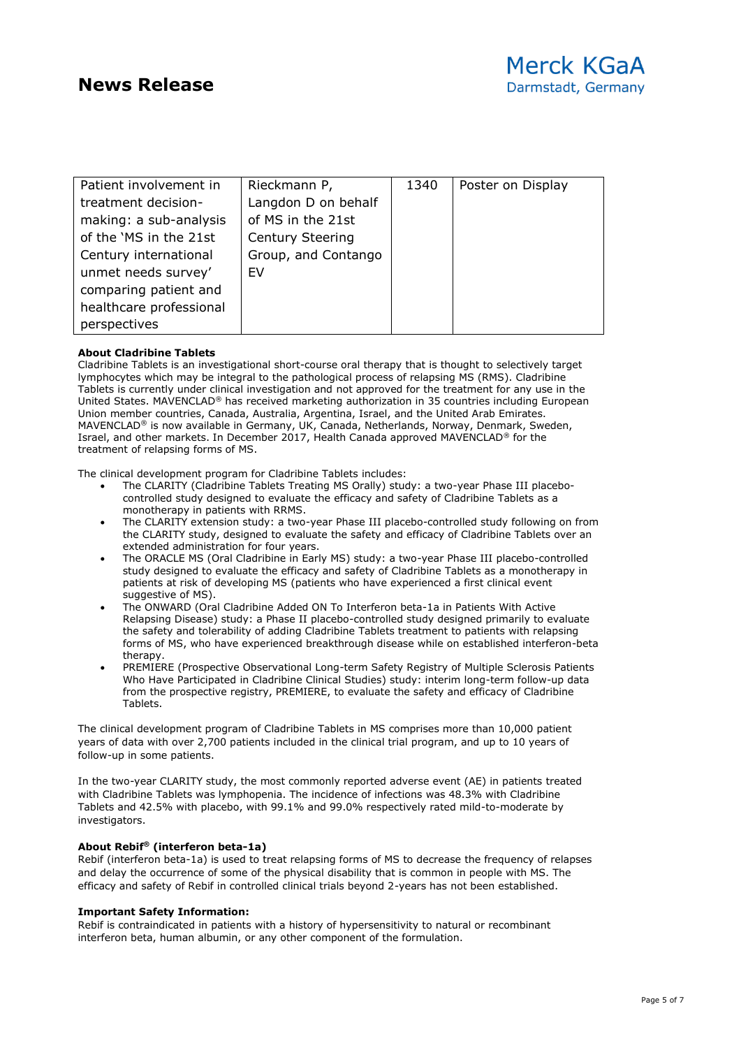| Patient involvement in treatment decision-making: a sub-analysis of the 'MS in the 21st Century international unmet needs survey' comparing patient and healthcare professional perspectives | Rieckmann P, Langdon D on behalf of MS in the 21st Century Steering Group, and Contango EV | 1340 | Poster on Display |
|---|---|---|---|

**About Cladribine Tablets**

Cladribine Tablets is an investigational short-course oral therapy that is thought to selectively target lymphocytes which may be integral to the pathological process of relapsing MS (RMS). Cladribine Tablets is currently under clinical investigation and not approved for the treatment for any use in the United States. MAVENCLAD® has received marketing authorization in 35 countries including European Union member countries, Canada, Australia, Argentina, Israel, and the United Arab Emirates. MAVENCLAD® is now available in Germany, UK, Canada, Netherlands, Norway, Denmark, Sweden, Israel, and other markets. In December 2017, Health Canada approved MAVENCLAD® for the treatment of relapsing forms of MS.

The clinical development program for Cladribine Tablets includes:

- The CLARITY (Cladribine Tablets Treating MS Orally) study: a two-year Phase III placebo-controlled study designed to evaluate the efficacy and safety of Cladribine Tablets as a monotherapy in patients with RRMS.
- The CLARITY extension study: a two-year Phase III placebo-controlled study following on from the CLARITY study, designed to evaluate the safety and efficacy of Cladribine Tablets over an extended administration for four years.
- The ORACLE MS (Oral Cladribine in Early MS) study: a two-year Phase III placebo-controlled study designed to evaluate the efficacy and safety of Cladribine Tablets as a monotherapy in patients at risk of developing MS (patients who have experienced a first clinical event suggestive of MS).
- The ONWARD (Oral Cladribine Added ON To Interferon beta-1a in Patients With Active Relapsing Disease) study: a Phase II placebo-controlled study designed primarily to evaluate the safety and tolerability of adding Cladribine Tablets treatment to patients with relapsing forms of MS, who have experienced breakthrough disease while on established interferon-beta therapy.
- PREMIERE (Prospective Observational Long-term Safety Registry of Multiple Sclerosis Patients Who Have Participated in Cladribine Clinical Studies) study: interim long-term follow-up data from the prospective registry, PREMIERE, to evaluate the safety and efficacy of Cladribine Tablets.

The clinical development program of Cladribine Tablets in MS comprises more than 10,000 patient years of data with over 2,700 patients included in the clinical trial program, and up to 10 years of follow-up in some patients.

In the two-year CLARITY study, the most commonly reported adverse event (AE) in patients treated with Cladribine Tablets was lymphopenia. The incidence of infections was 48.3% with Cladribine Tablets and 42.5% with placebo, with 99.1% and 99.0% respectively rated mild-to-moderate by investigators.

**About Rebif® (interferon beta-1a)**

Rebif (interferon beta-1a) is used to treat relapsing forms of MS to decrease the frequency of relapses and delay the occurrence of some of the physical disability that is common in people with MS. The efficacy and safety of Rebif in controlled clinical trials beyond 2-years has not been established.

**Important Safety Information:**

Rebif is contraindicated in patients with a history of hypersensitivity to natural or recombinant interferon beta, human albumin, or any other component of the formulation.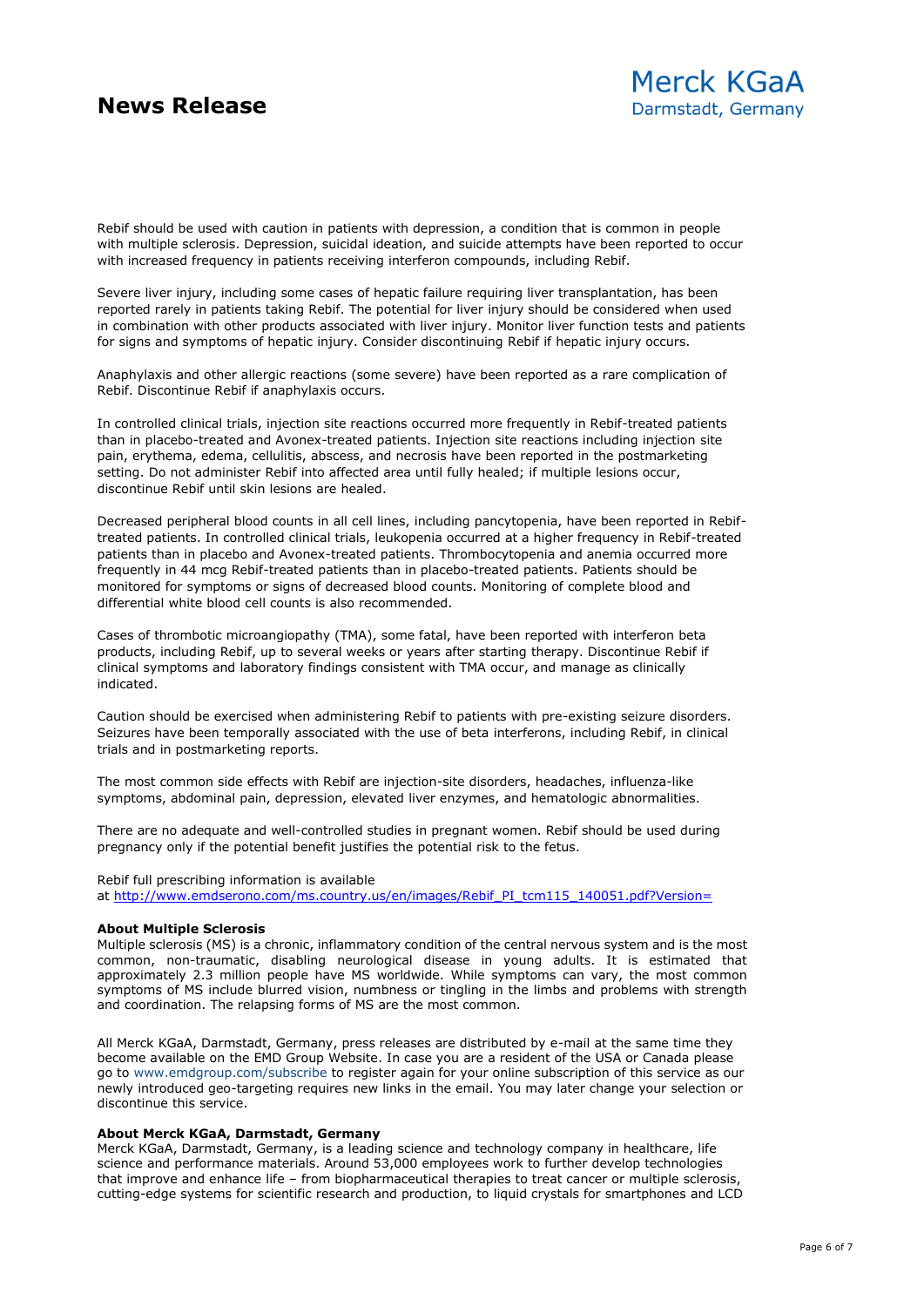Rebif should be used with caution in patients with depression, a condition that is common in people with multiple sclerosis. Depression, suicidal ideation, and suicide attempts have been reported to occur with increased frequency in patients receiving interferon compounds, including Rebif.

Severe liver injury, including some cases of hepatic failure requiring liver transplantation, has been reported rarely in patients taking Rebif. The potential for liver injury should be considered when used in combination with other products associated with liver injury. Monitor liver function tests and patients for signs and symptoms of hepatic injury. Consider discontinuing Rebif if hepatic injury occurs.

Anaphylaxis and other allergic reactions (some severe) have been reported as a rare complication of Rebif. Discontinue Rebif if anaphylaxis occurs.

In controlled clinical trials, injection site reactions occurred more frequently in Rebif-treated patients than in placebo-treated and Avonex-treated patients. Injection site reactions including injection site pain, erythema, edema, cellulitis, abscess, and necrosis have been reported in the postmarketing setting. Do not administer Rebif into affected area until fully healed; if multiple lesions occur, discontinue Rebif until skin lesions are healed.

Decreased peripheral blood counts in all cell lines, including pancytopenia, have been reported in Rebif-treated patients. In controlled clinical trials, leukopenia occurred at a higher frequency in Rebif-treated patients than in placebo and Avonex-treated patients. Thrombocytopenia and anemia occurred more frequently in 44 mcg Rebif-treated patients than in placebo-treated patients. Patients should be monitored for symptoms or signs of decreased blood counts. Monitoring of complete blood and differential white blood cell counts is also recommended.

Cases of thrombotic microangiopathy (TMA), some fatal, have been reported with interferon beta products, including Rebif, up to several weeks or years after starting therapy. Discontinue Rebif if clinical symptoms and laboratory findings consistent with TMA occur, and manage as clinically indicated.

Caution should be exercised when administering Rebif to patients with pre-existing seizure disorders. Seizures have been temporally associated with the use of beta interferons, including Rebif, in clinical trials and in postmarketing reports.

The most common side effects with Rebif are injection-site disorders, headaches, influenza-like symptoms, abdominal pain, depression, elevated liver enzymes, and hematologic abnormalities.

There are no adequate and well-controlled studies in pregnant women. Rebif should be used during pregnancy only if the potential benefit justifies the potential risk to the fetus.

Rebif full prescribing information is available at http://www.emdserono.com/ms.country.us/en/images/Rebif_PI_tcm115_140051.pdf?Version=

**About Multiple Sclerosis**
Multiple sclerosis (MS) is a chronic, inflammatory condition of the central nervous system and is the most common, non-traumatic, disabling neurological disease in young adults. It is estimated that approximately 2.3 million people have MS worldwide. While symptoms can vary, the most common symptoms of MS include blurred vision, numbness or tingling in the limbs and problems with strength and coordination. The relapsing forms of MS are the most common.

All Merck KGaA, Darmstadt, Germany, press releases are distributed by e-mail at the same time they become available on the EMD Group Website. In case you are a resident of the USA or Canada please go to www.emdgroup.com/subscribe to register again for your online subscription of this service as our newly introduced geo-targeting requires new links in the email. You may later change your selection or discontinue this service.

**About Merck KGaA, Darmstadt, Germany**
Merck KGaA, Darmstadt, Germany, is a leading science and technology company in healthcare, life science and performance materials. Around 53,000 employees work to further develop technologies that improve and enhance life – from biopharmaceutical therapies to treat cancer or multiple sclerosis, cutting-edge systems for scientific research and production, to liquid crystals for smartphones and LCD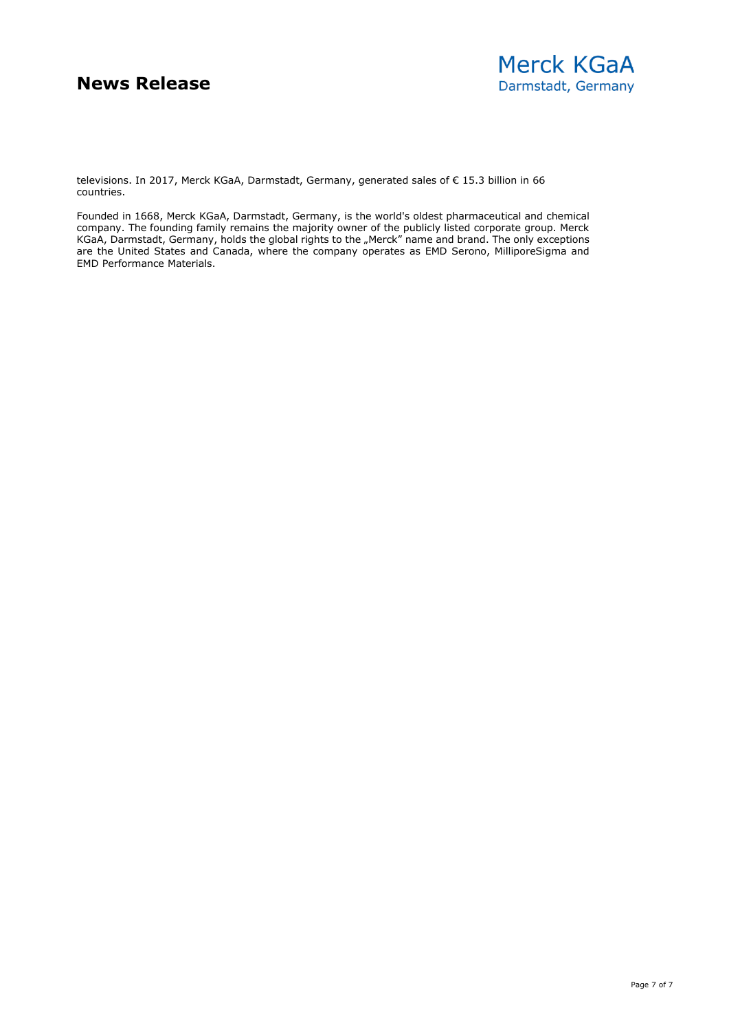televisions. In 2017, Merck KGaA, Darmstadt, Germany, generated sales of € 15.3 billion in 66 countries.

Founded in 1668, Merck KGaA, Darmstadt, Germany, is the world's oldest pharmaceutical and chemical company. The founding family remains the majority owner of the publicly listed corporate group. Merck KGaA, Darmstadt, Germany, holds the global rights to the „Merck" name and brand. The only exceptions are the United States and Canada, where the company operates as EMD Serono, MilliporeSigma and EMD Performance Materials.